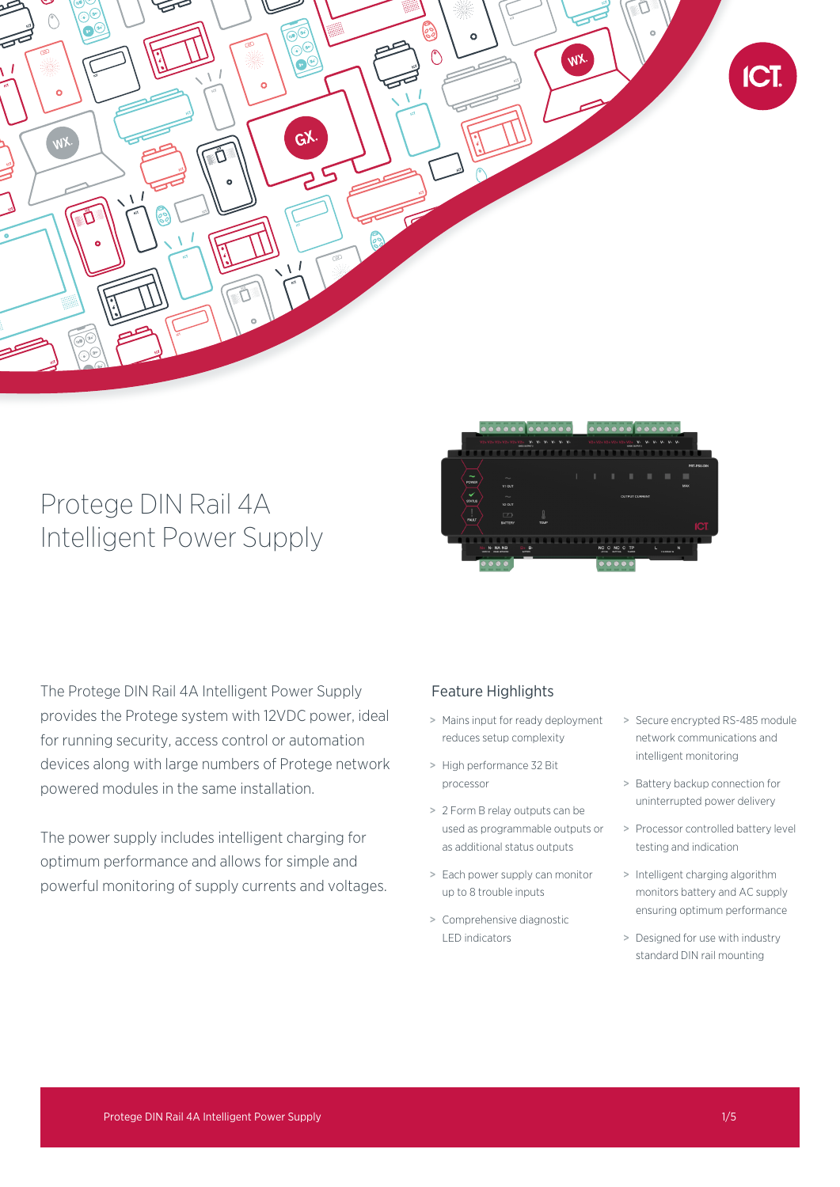# Protege DIN Rail 4A Intelligent Power Supply

The Protege DIN Rail 4A Intelligent Power Supply provides the Protege system with 12VDC power, ideal for running security, access control or automation devices along with large numbers of Protege network powered modules in the same installation.

The power supply includes intelligent charging for optimum performance and allows for simple and powerful monitoring of supply currents and voltages.

## Feature Highlights

- Mains input for ready deployment reduces setup complexity
- High performance 32 Bit processor
- 2 Form B relay outputs can be used as programmable outputs or as additional status outputs
- Each power supply can monitor up to 8 trouble inputs
- Comprehensive diagnostic LED indicators
- Secure encrypted RS-485 module network communications and intelligent monitoring
- Battery backup connection for uninterrupted power delivery
- Processor controlled battery level testing and indication
- Intelligent charging algorithm monitors battery and AC supply ensuring optimum performance
- Designed for use with industry standard DIN rail mounting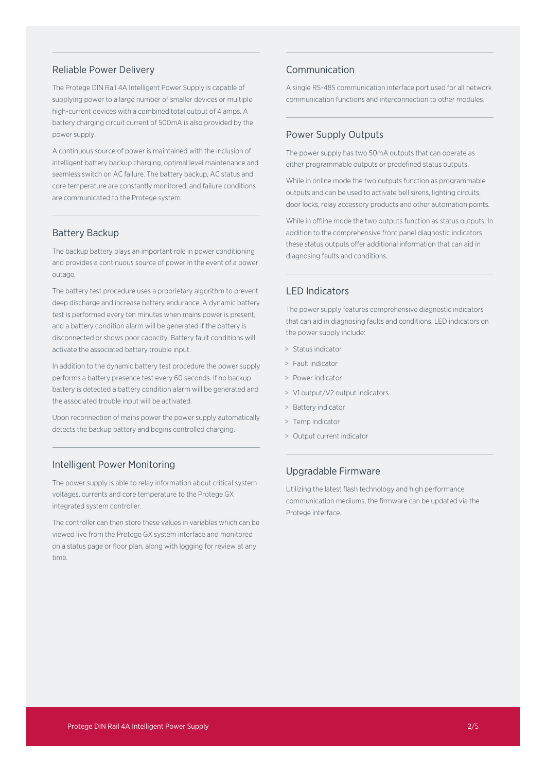## Reliable Power Delivery

The Protege DIN Rail 4A Intelligent Power Supply is capable of supplying power to a large number of smaller devices or multiple high-current devices with a combined total output of 4 amps. A battery charging circuit current of 500mA is also provided by the power supply.

A continuous source of power is maintained with the inclusion of intelligent battery backup charging, optimal level maintenance and seamless switch on AC failure. The battery backup, AC status and core temperature are constantly monitored, and failure conditions are communicated to the Protege system.

## Battery Backup

The backup battery plays an important role in power conditioning and provides a continuous source of power in the event of a power outage.

The battery test procedure uses a proprietary algorithm to prevent deep discharge and increase battery endurance. A dynamic battery test is performed every ten minutes when mains power is present, and a battery condition alarm will be generated if the battery is disconnected or shows poor capacity. Battery fault conditions will activate the associated battery trouble input.

In addition to the dynamic battery test procedure the power supply performs a battery presence test every 60 seconds. If no backup battery is detected a battery condition alarm will be generated and the associated trouble input will be activated.

Upon reconnection of mains power the power supply automatically detects the backup battery and begins controlled charging.

## Intelligent Power Monitoring

The power supply is able to relay information about critical system voltages, currents and core temperature to the Protege GX integrated system controller.

The controller can then store these values in variables which can be viewed live from the Protege GX system interface and monitored on a status page or floor plan, along with logging for review at any time.

## Communication

A single RS-485 communication interface port used for all network communication functions and interconnection to other modules.

## Power Supply Outputs

The power supply has two 50mA outputs that can operate as either programmable outputs or predefined status outputs.

While in online mode the two outputs function as programmable outputs and can be used to activate bell sirens, lighting circuits, door locks, relay accessory products and other automation points.

While in offline mode the two outputs function as status outputs. In addition to the comprehensive front panel diagnostic indicators these status outputs offer additional information that can aid in diagnosing faults and conditions.

## LED Indicators

The power supply features comprehensive diagnostic indicators that can aid in diagnosing faults and conditions. LED indicators on the power supply include:

> Status indicator
> Fault indicator
> Power indicator
> V1 output/V2 output indicators
> Battery indicator
> Temp indicator
> Output current indicator

## Upgradable Firmware

Utilizing the latest flash technology and high performance communication mediums, the firmware can be updated via the Protege interface.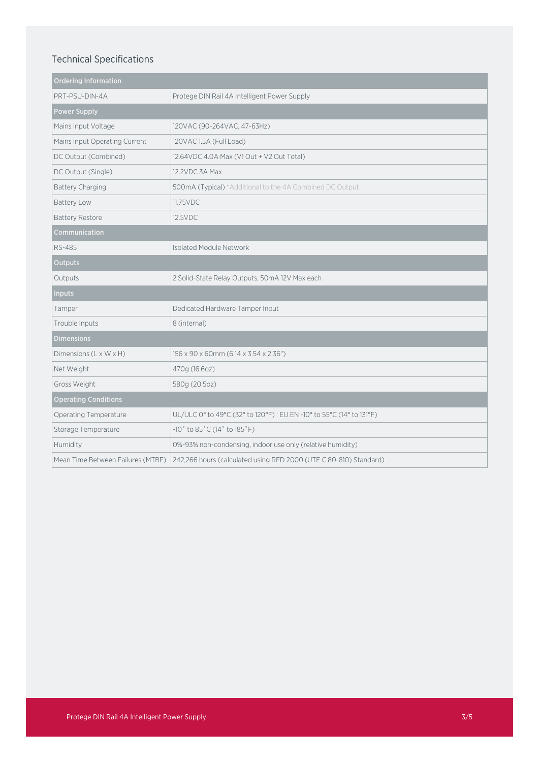## Technical Specifications

| Ordering Information | |
|---|---|
| PRT-PSU-DIN-4A | Protege DIN Rail 4A Intelligent Power Supply |
| **Power Supply** | |
| Mains Input Voltage | 120VAC (90-264VAC, 47-63Hz) |
| Mains Input Operating Current | 120VAC 1.5A (Full Load) |
| DC Output (Combined) | 12.64VDC 4.0A Max (V1 Out + V2 Out Total) |
| DC Output (Single) | 12.2VDC 3A Max |
| Battery Charging | 500mA (Typical) *Additional to the 4A Combined DC Output |
| Battery Low | 11.75VDC |
| Battery Restore | 12.5VDC |
| **Communication** | |
| RS-485 | Isolated Module Network |
| **Outputs** | |
| Outputs | 2 Solid-State Relay Outputs, 50mA 12V Max each |
| **Inputs** | |
| Tamper | Dedicated Hardware Tamper Input |
| Trouble Inputs | 8 (internal) |
| **Dimensions** | |
| Dimensions (L x W x H) | 156 x 90 x 60mm (6.14 x 3.54 x 2.36") |
| Net Weight | 470g (16.6oz) |
| Gross Weight | 580g (20.5oz) |
| **Operating Conditions** | |
| Operating Temperature | UL/ULC 0° to 49°C (32° to 120°F) : EU EN -10° to 55°C (14° to 131°F) |
| Storage Temperature | -10˚ to 85˚C (14˚ to 185˚F) |
| Humidity | 0%-93% non-condensing, indoor use only (relative humidity) |
| Mean Time Between Failures (MTBF) | 242,266 hours (calculated using RFD 2000 (UTE C 80-810) Standard) |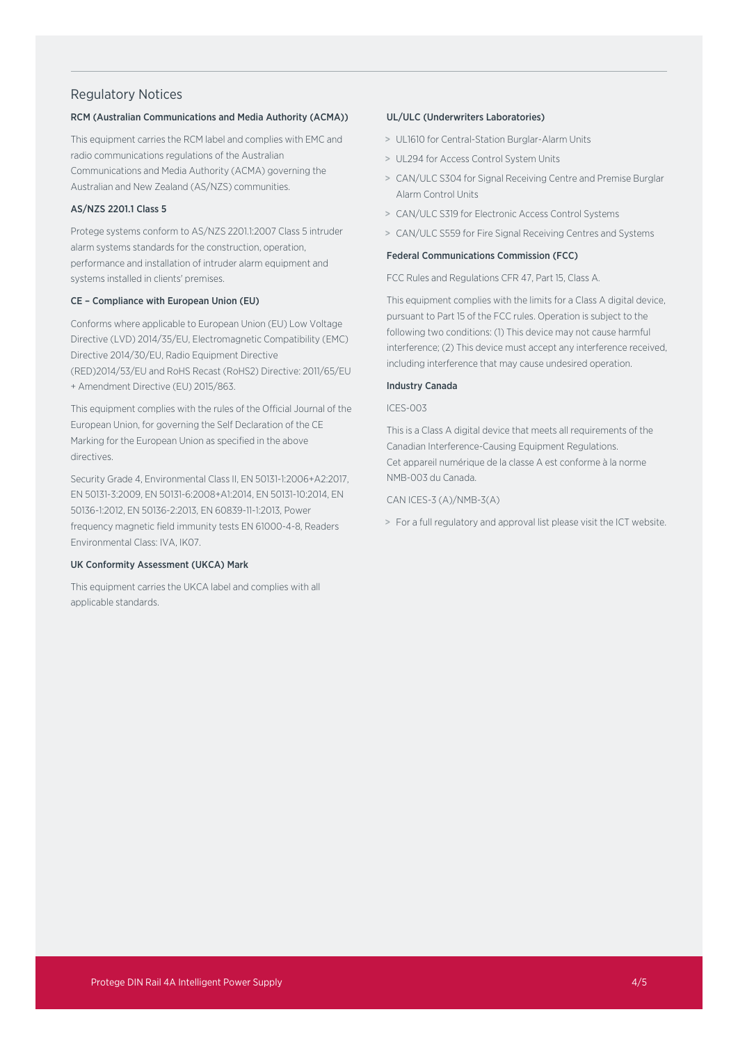## Regulatory Notices

### RCM (Australian Communications and Media Authority (ACMA))

This equipment carries the RCM label and complies with EMC and radio communications regulations of the Australian Communications and Media Authority (ACMA) governing the Australian and New Zealand (AS/NZS) communities.

### AS/NZS 2201.1 Class 5

Protege systems conform to AS/NZS 2201.1:2007 Class 5 intruder alarm systems standards for the construction, operation, performance and installation of intruder alarm equipment and systems installed in clients' premises.

### CE – Compliance with European Union (EU)

Conforms where applicable to European Union (EU) Low Voltage Directive (LVD) 2014/35/EU, Electromagnetic Compatibility (EMC) Directive 2014/30/EU, Radio Equipment Directive (RED)2014/53/EU and RoHS Recast (RoHS2) Directive: 2011/65/EU + Amendment Directive (EU) 2015/863.

This equipment complies with the rules of the Official Journal of the European Union, for governing the Self Declaration of the CE Marking for the European Union as specified in the above directives.

Security Grade 4, Environmental Class II, EN 50131-1:2006+A2:2017, EN 50131-3:2009, EN 50131-6:2008+A1:2014, EN 50131-10:2014, EN 50136-1:2012, EN 50136-2:2013, EN 60839-11-1:2013, Power frequency magnetic field immunity tests EN 61000-4-8, Readers Environmental Class: IVA, IK07.

### UK Conformity Assessment (UKCA) Mark

This equipment carries the UKCA label and complies with all applicable standards.

### UL/ULC (Underwriters Laboratories)

- UL1610 for Central-Station Burglar-Alarm Units
- UL294 for Access Control System Units
- CAN/ULC S304 for Signal Receiving Centre and Premise Burglar Alarm Control Units
- CAN/ULC S319 for Electronic Access Control Systems
- CAN/ULC S559 for Fire Signal Receiving Centres and Systems

### Federal Communications Commission (FCC)

FCC Rules and Regulations CFR 47, Part 15, Class A.

This equipment complies with the limits for a Class A digital device, pursuant to Part 15 of the FCC rules. Operation is subject to the following two conditions: (1) This device may not cause harmful interference; (2) This device must accept any interference received, including interference that may cause undesired operation.

### Industry Canada

ICES-003

This is a Class A digital device that meets all requirements of the Canadian Interference-Causing Equipment Regulations.
Cet appareil numérique de la classe A est conforme à la norme NMB-003 du Canada.

CAN ICES-3 (A)/NMB-3(A)

- For a full regulatory and approval list please visit the ICT website.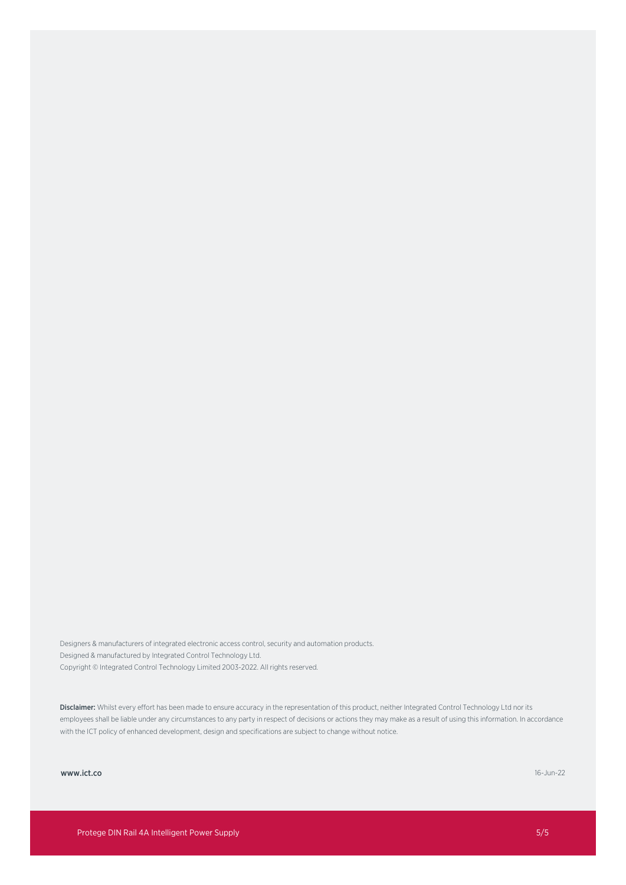Designers & manufacturers of integrated electronic access control, security and automation products.
Designed & manufactured by Integrated Control Technology Ltd.
Copyright © Integrated Control Technology Limited 2003-2022. All rights reserved.

**Disclaimer:** Whilst every effort has been made to ensure accuracy in the representation of this product, neither Integrated Control Technology Ltd nor its employees shall be liable under any circumstances to any party in respect of decisions or actions they may make as a result of using this information. In accordance with the ICT policy of enhanced development, design and specifications are subject to change without notice.

**www.ict.co**

16-Jun-22